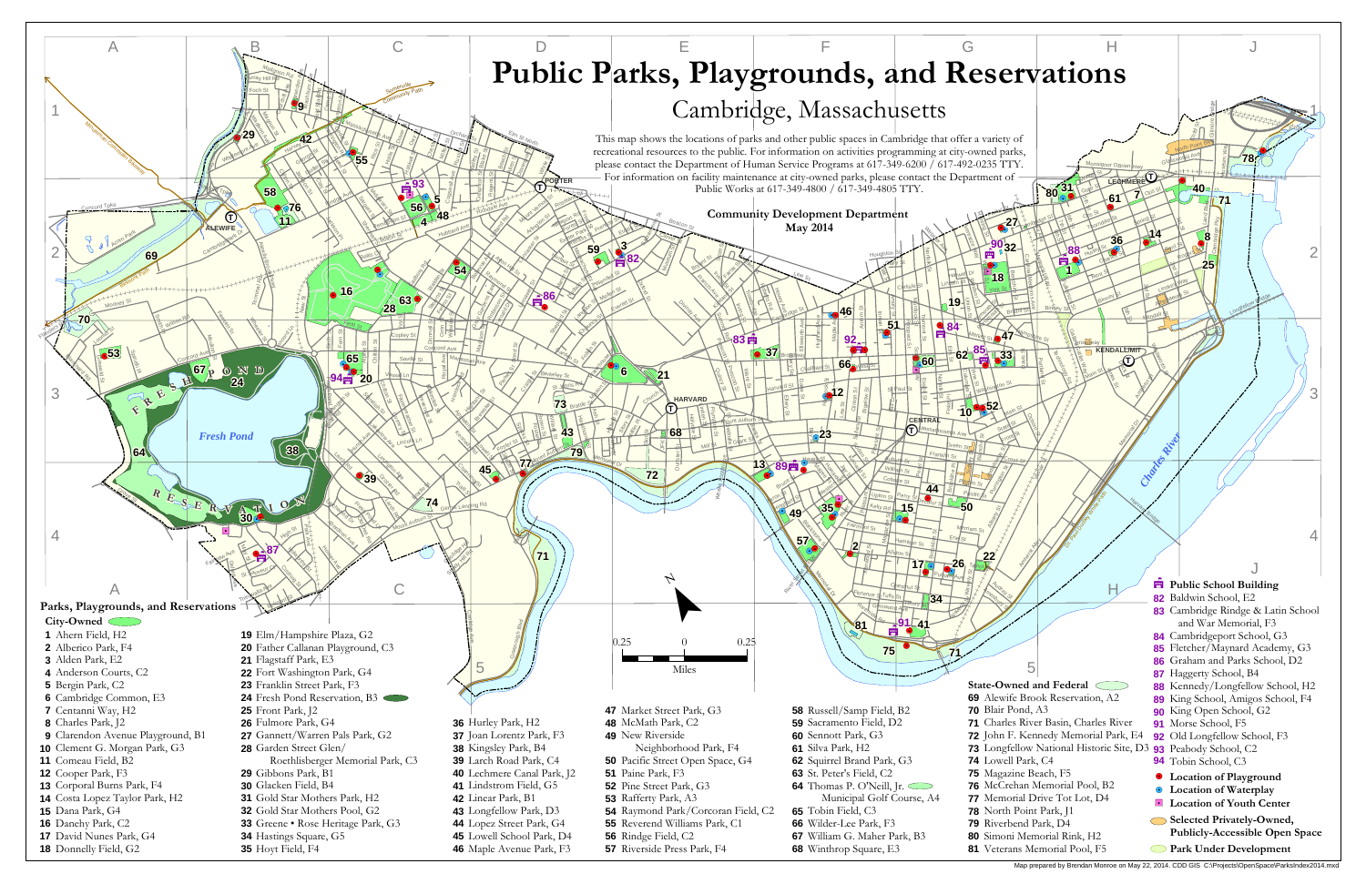# Public Parks, Playgrounds, and Reservations

## Cambridge, Massachusetts

This map shows the locations of parks and other public spaces in Cambridge that offer a variety of recreational resources to the public. For information on activities programming at city-owned parks, please contact the Department of Human Service Programs at 617-349-6200 / 617-492-0235 TTY. For information on facility maintenance at city-owned parks, please contact the Department of Public Works at 617-349-4800 / 617-349-4805 TTY.

**Community Development Department**
**May 2014**

### Parks, Playgrounds, and Reservations

**City-Owned**

1. Ahern Field, H2
2. Alberico Park, F4
3. Alden Park, E2
4. Anderson Courts, C2
5. Bergin Park, C2
6. Cambridge Common, E3
7. Centanni Way, H2
8. Charles Park, J2
9. Clarendon Avenue Playground, B1
10. Clement G. Morgan Park, G3
11. Comeau Field, B2
12. Cooper Park, F3
13. Corporal Burns Park, F4
14. Costa Lopez Taylor Park, H2
15. Dana Park, G4
16. Danehy Park, C2
17. David Nunes Park, G4
18. Donnelly Field, G2
19. Elm/Hampshire Plaza, G2
20. Father Callanan Playground, C3
21. Flagstaff Park, E3
22. Fort Washington Park, G4
23. Franklin Street Park, F3
24. Fresh Pond Reservation, B3
25. Front Park, J2
26. Fulmore Park, G4
27. Gannett/Warren Pals Park, G2
28. Garden Street Glen/ Roethlisberger Memorial Park, C3
29. Gibbons Park, B1
30. Glacken Field, B4
31. Gold Star Mothers Park, H2
32. Gold Star Mothers Pool, G2
33. Greene • Rose Heritage Park, G3
34. Hastings Square, G5
35. Hoyt Field, F4
36. Hurley Park, H2
37. Joan Lorentz Park, F3
38. Kingsley Park, B4
39. Larch Road Park, C4
40. Lechmere Canal Park, J2
41. Lindstrom Field, G5
42. Linear Park, B1
43. Longfellow Park, D3
44. Lopez Street Park, G4
45. Lowell School Park, D4
46. Maple Avenue Park, F3
47. Market Street Park, G3
48. McMath Park, C2
49. New Riverside Neighborhood Park, F4
50. Pacific Street Open Space, G4
51. Paine Park, F3
52. Pine Street Park, G3
53. Rafferty Park, A3
54. Raymond Park/Corcoran Field, C2
55. Reverend Williams Park, C1
56. Rindge Field, C2
57. Riverside Press Park, F4
58. Russell/Samp Field, B2
59. Sacramento Field, D2
60. Sennott Park, G3
61. Silva Park, H2
62. Squirrel Brand Park, G3
63. St. Peter's Field, C2
64. Thomas P. O'Neill, Jr. Municipal Golf Course, A4
65. Tobin Field, C3
66. Wilder-Lee Park, F3
67. William G. Maher Park, B3
68. Winthrop Square, E3

**State-Owned and Federal**

69. Alewife Brook Reservation, A2
70. Blair Pond, A3
71. Charles River Basin, Charles River
72. John F. Kennedy Memorial Park, E4
73. Longfellow National Historic Site, D3
74. Lowell Park, C4
75. Magazine Beach, F5
76. McCrehan Memorial Pool, B2
77. Memorial Drive Tot Lot, D4
78. North Point Park, J1
79. Riverbend Park, D4
80. Simoni Memorial Rink, H2
81. Veterans Memorial Pool, F5

**Public School Building**

82. Baldwin School, E2
83. Cambridge Rindge & Latin School and War Memorial, F3
84. Cambridgeport School, G3
85. Fletcher/Maynard Academy, G3
86. Graham and Parks School, D2
87. Haggerty School, B4
88. Kennedy/Longfellow School, H2
89. King School, Amigos School, F4
90. King Open School, G2
91. Morse School, F5
92. Old Longfellow School, F3
93. Peabody School, C2
94. Tobin School, C3

- **Location of Playground**
- **Location of Waterplay**
- **Location of Youth Center**
- **Selected Privately-Owned, Publicly-Accessible Open Space**
- **Park Under Development**

Map prepared by Brendan Monroe on May 22, 2014. CDD GIS C:\Projects\OpenSpace\ParksIndex2014.mxd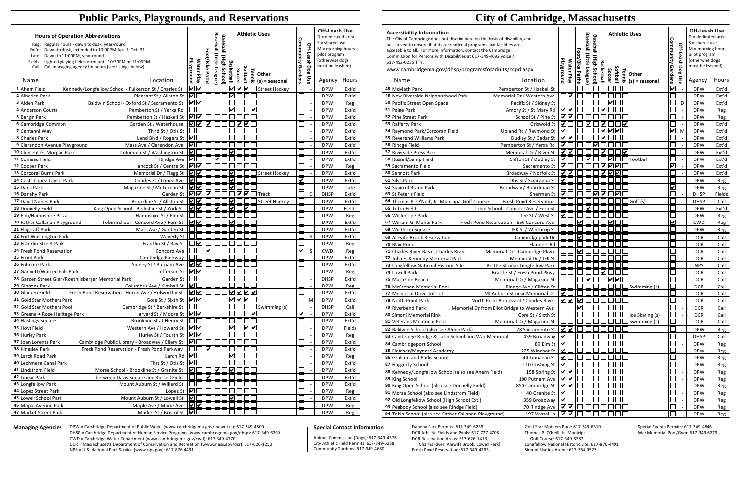# Public Parks, Playgrounds, and Reservations — City of Cambridge, Massachusetts

**Hours of Operation Abbreviations**

- Reg: Regular hours - dawn to dusk, year-round
- Ext'd: Dawn to dusk, extended to 10:00PM Apr. 1-Oct. 31
- Late: Dawn to 11:00PM, year-round
- Fields: Lighted playing fields open until 10:30PM or 11:00PM
- Call: Call managing agency for hours (see listings below)

**Off-Leash Use**
D = dedicated area
S = shared use
M = morning hours pilot program
(otherwise dogs must be leashed)

| Name | Location | Playground | Water Play | Foot/Bike Paths | Baseball (Little League) | Baseball (High School) | Basketball | Soccer | Softball | Tennis | Other (s) = seasonal | Community Gardens | Off-Leash Dog Use | Agency | Hours |
|---|---|---|---|---|---|---|---|---|---|---|---|---|---|---|---|
| 1 Ahern Field | Kennedy/Longfellow School - Fulkerson St / Charles St | ✔ | ✔ | | | | ✔ | ✔ | ✔ | | Street Hockey | | - | DPW | Ext'd |
| 2 Alberico Park | Pleasant St / Allston St | ✔ | | | | | ✔ | | | | | | - | DPW | Ext'd |
| 3 Alden Park | Baldwin School - Oxford St / Sacramento St | ✔ | ✔ | | | | | | | | | | - | DPW | Reg |
| 4 Anderson Courts | Pemberton St / Yerxa Rd | ✔ | | | | | ✔ | | | ✔ | | | - | DPW | Ext'd |
| 5 Bergin Park | Pemberton St / Haskell St | ✔ | ✔ | | | | | | | | | | - | DPW | Ext'd |
| 6 Cambridge Common | Garden St / Waterhouse | ✔ | ✔ | ✔ | | | | ✔ | ✔ | | | | - | DPW | Ext'd |
| 7 Centanni Way | Third St / Otis St | | | | | | | | | | | | - | DPW | Ext'd |
| 8 Charles Park | Land Blvd / Rogers St | ✔ | | | | | | | | | | | - | DPW | Ext'd |
| 9 Clarendon Avenue Playground | Mass Ave / Clarendon Ave | ✔ | | | | | | | | | | | - | DPW | Ext'd |
| 10 Clement G. Morgan Park | Columbia St / Washington St | ✔ | | | | | ✔ | | | | | | - | DPW | Ext'd |
| 11 Comeau Field | Rindge Ave | ✔ | | | ✔ | | | | | | | | - | DPW | Ext'd |
| 12 Cooper Park | Hancock St / Centre St | ✔ | ✔ | | | | | | | | | | - | DPW | Reg |
| 13 Corporal Burns Park | Memorial Dr / Flagg St | ✔ | ✔ | | | | ✔ | | | | Street Hockey | | - | DPW | Ext'd |
| 14 Costa Lopez Taylor Park | Charles St / Lopez Ave | ✔ | | | | | ✔ | | | | | ✔ | - | DPW | Ext'd |
| 15 Dana Park | Magazine St / McTernan St | ✔ | ✔ | | | | ✔ | | | | | | - | DPW | Late |
| 16 Danehy Park | Garden St | ✔ | ✔ | ✔ | | | | ✔ | ✔ | | Track | | D | DHSP | Ext'd |
| 17 David Nunes Park | Brookline St / Allston St | ✔ | ✔ | | | | ✔ | | | | Street Hockey | | - | DPW | Ext'd |
| 18 Donnelly Field | King Open School - Berkshire St / York St | ✔ | ✔ | | ✔ | | ✔ | | ✔ | | | | - | DPW | Fields |
| 19 Elm/Hampshire Plaza | Hampshire St / Elm St | | | | | | | | | | | | - | DPW | Reg |
| 20 Father Callanan Playground | Tobin School - Concord Ave / Fern St | ✔ | ✔ | | | | ✔ | | | | | | - | DPW | Ext'd |
| 21 Flagstaff Park | Mass Ave / Garden St | | | | | | | | | | | | - | DPW | Ext'd |
| 22 Fort Washington Park | Waverly St | | | | | | | | | | | | S | DPW | Ext'd |
| 23 Franklin Street Park | Franklin St / Bay St | | ✔ | | | | | | | | | | - | DPW | Reg |
| 24 Fresh Pond Reservation | Concord Ave | | | ✔ | | | | | | | | ✔ | S | CWD | Reg |
| 25 Front Park | Cambridge Parkway | | | | | | | | | | | | - | DPW | Ext'd |
| 26 Fulmore Park | Sidney St / Putnam Ave | ✔ | ✔ | | | | | | | | | | - | DPW | Ext'd |
| 27 Gannett/Warren Pals Park | Jefferson St | ✔ | ✔ | | | | | | | | | | - | DPW | Reg |
| 28 Garden Street Glen/Roethlisberger Memorial Park | Garden St | | | | | | | | | | | | - | DHSP | Ext'd |
| 29 Gibbons Park | Columbus Ave / Kimball St | ✔ | | | | | | | | | | | - | DPW | Reg |
| 30 Glacken Field | Fresh Pond Reservation - Huron Ave / Holworthy St | ✔ | ✔ | | | | ✔ | ✔ | ✔ | ✔ | | | - | DPW | Ext'd |
| 31 Gold Star Mothers Park | Gore St / Sixth St | ✔ | ✔ | | | | ✔ | ✔ | ✔ | | | | M | DPW | Ext'd |
| 32 Gold Star Mothers Pool | Cambridge St / Berkshire St | | | | | | | | | | Swimming (s) | | - | DHSP | Call |
| 33 Greene • Rose Heritage Park | Harvard St / Moore St | ✔ | ✔ | | | | | | | ✔ | | ✔ | - | DPW | Ext'd |
| 34 Hastings Square | Brookline St at Henry St | | | | | | | | | | | | - | DPW | Ext'd |
| 35 Hoyt Field | Western Ave / Howard St | ✔ | ✔ | | | | ✔ | | ✔ | ✔ | | | - | DPW | Fields |
| 36 Hurley Park | Hurley St / Fourth St | ✔ | ✔ | | | | | | | | | | - | DPW | Reg |
| 37 Joan Lorentz Park | Cambridge Public Library - Broadway / Ellery St | ✔ | | | | | | | | | | | - | DPW | Ext'd |
| 38 Kingsley Park | Fresh Pond Reservation - Fresh Pond Parkway | | | ✔ | | | | | | | | | - | DPW | Ext'd |
| 39 Larch Road Park | Larch Rd | ✔ | | | | | ✔ | | | | | | - | DPW | Reg |
| 40 Lechmere Canal Park | First St / Otis St | ✔ | | | | | | | | | | | - | DPW | Ext'd |
| 41 Lindstrom Field | Morse School - Brookline St / Granite St | ✔ | | | ✔ | | ✔ | | | | | | - | DPW | Ext'd |
| 42 Linear Park | between Davis Square and Russell Field | | | ✔ | | | | | | | | | - | DPW | Ext'd |
| 43 Longfellow Park | Mount Auburn St / Willard St | | | | | | | | | | | | - | DPW | Ext'd |
| 44 Lopez Street Park | Lopez St | ✔ | | | | | | | | | | | - | DPW | Reg |
| 45 Lowell School Park | Mount Auburn St / Lowell St | ✔ | | | | | ✔ | | | | | | - | DPW | Ext'd |
| 46 Maple Avenue Park | Maple Ave / Marie Ave | ✔ | ✔ | | | | | | | | | | - | DPW | Reg |
| 47 Market Street Park | Market St / Bristol St | ✔ | | | | | | | | | | | - | DPW | Reg |

**Accessibility Information**

The City of Cambridge does not discriminate on the basis of disability, and has strived to ensure that its recreational programs and facilities are accessible to all. For more information, contact the Cambridge Commission for Persons with Disabilities at 617-349-4692 voice / 617-492-0235 TTY.

www.cambridgema.gov/dhsp/programsforadults/ccpd.aspx

| Name | Location | Playground | Water Play | Foot/Bike Paths | Baseball (Little League) | Baseball (High School) | Basketball | Soccer | Softball | Tennis | Other (s) = seasonal | Community Gardens | Off-Leash Dog Use | Agency | Hours |
|---|---|---|---|---|---|---|---|---|---|---|---|---|---|---|---|
| 48 McMath Park | Pemberton St / Haskell St | | | | | | | | | | | ✔ | - | DPW | Ext'd |
| 49 New Riverside Neighborhood Park | Memorial Dr / Western Ave | | ✔ | | | | | | | | | | - | DPW | Ext'd |
| 50 Pacific Street Open Space | Pacific St / Sidney St | | | | | | | ✔ | | | | | D | DPW | Ext'd |
| 51 Paine Park | Amory St / St Mary Rd | ✔ | ✔ | | | | ✔ | | | | | | - | DPW | Reg |
| 52 Pine Street Park | School St / Pine St | ✔ | ✔ | | | | | | | | | | - | DPW | Reg |
| 53 Rafferty Park | Griswold St | ✔ | | | ✔ | | ✔ | | | ✔ | | | - | DPW | Ext'd |
| 54 Raymond Park/Corcoran Field | Upland Rd / Raymond St | ✔ | ✔ | | | | ✔ | ✔ | ✔ | | | ✔ | M | DPW | Ext'd |
| 55 Reverend Williams Park | Dudley St / Cedar St | ✔ | ✔ | | | | ✔ | | | | | | - | DPW | Ext'd |
| 56 Rindge Field | Pemberton St / Yerxa Rd | ✔ | ✔ | | | ✔ | | | | | | | - | DPW | Ext'd |
| 57 Riverside Press Park | Memorial Dr / River St | ✔ | ✔ | | | | ✔ | | | ✔ | | | - | DPW | Ext'd |
| 58 Russell/Samp Field | Clifton St / Dudley St | ✔ | ✔ | | ✔ | | | ✔ | | | Football | | - | DPW | Ext'd |
| 59 Sacramento Field | Sacramento St | ✔ | | | | | ✔ | ✔ | ✔ | | | ✔ | - | DPW | Ext'd |
| 60 Sennott Park | Broadway / Norfolk St | ✔ | ✔ | | | | ✔ | ✔ | ✔ | | | | - | DPW | Ext'd |
| 61 Silva Park | Otis St / Sciarappa St | ✔ | ✔ | | | | | | | | | | - | DPW | Reg |
| 62 Squirrel Brand Park | Broadway / Boardman St | | | | | | | | | | | ✔ | - | DPW | Reg |
| 63 St Peter's Field | Sherman St | ✔ | | | | ✔ | ✔ | | ✔ | | | | - | DHSP | Fields |
| 64 Thomas P. O'Neill, Jr. Municipal Golf Course | Fresh Pond Reservation | | | | | | | | | | Golf (s) | | - | DHSP | Call |
| 65 Tobin Field | Tobin School - Concord Ave / Fern St | | | | ✔ | | | | | | | | - | DPW | Ext'd |
| 66 Wilder-Lee Park | Lee St / West St | ✔ | | | | | | | | | | | - | DPW | Reg |
| 67 William G. Maher Park | Fresh Pond Reservation - 650 Concord Ave | | | ✔ | | | | ✔ | | | | ✔ | - | CWD | Reg |
| 68 Winthrop Square | JFK St / Winthrop St | | | | | | | | | | | | - | DPW | Reg |
| 69 Alewife Brook Reservation | Cambridgepark Dr | | | ✔ | | | | | | | | | - | DCR | Call |
| 70 Blair Pond | Flanders Rd | | | | | | | | | | | | - | DCR | Call |
| 71 Charles River Basin, Charles River | Memorial Dr - Cambridge Pkwy | | | ✔ | | | | | | | | | - | DCR | Call |
| 72 John F. Kennedy Memorial Park | Memorial Dr / JFK St | | | | | | | | | | | | - | DCR | Call |
| 73 Longfellow National Historic Site | Brattle St near Longfellow Park | | | | | | | | | | | | - | NPS | Call |
| 74 Lowell Park | Brattle St / Fresh Pond Pkwy | | | | | | ✔ | | | | | | - | DCR | Call |
| 75 Magazine Beach | Memorial Dr / Magazine St | | | | ✔ | | | ✔ | ✔ | | | | - | DCR | Call |
| 76 McCrehan Memorial Pool | Rindge Ave / Clifton St | | | | | | | | | | Swimming (s) | | - | DCR | Call |
| 77 Memorial Drive Tot Lot | Mt Auburn St near Memorial Dr | ✔ | | | | | | | | | | | - | DCR | Call |
| 78 North Point Park | North Point Boulevard / Charles River | ✔ | ✔ | ✔ | | | | | | | | | - | DCR | Call |
| 79 Riverside Park | Memorial Dr from Eliot Bridge to Western Ave | | | ✔ | | | | | | | | | - | DCR | Call |
| 80 Simoni Memorial Rink | Gore St / Sixth St | | | | | | | | | | Ice Skating (s) | | - | DCR | Call |
| 81 Veterans Memorial Pool | Memorial Dr / Magazine St | | | | | | | | | | Swimming (s) | | - | DCR | Call |
| 82 Baldwin School (also see Alden Park) | 28 Sacramento St | ✔ | ✔ | | | | | | | | | | - | DPW | Reg |
| 83 Cambridge Rindge & Latin School and War Memorial | 459 Broadway | ✔ | | | | | | | | | | | - | DHSP | Call |
| 84 Cambridgeport School | 89 Elm St | ✔ | | | | | | | | | | | - | DPW | Reg |
| 85 Fletcher/Maynard Academy | 225 Windsor St | ✔ | | | | | | | | | | | - | DPW | Reg |
| 86 Graham and Parks School | 44 Linnaean St | ✔ | | | | | | | | | | | - | DPW | Reg |
| 87 Haggerty School | 110 Cushing St | ✔ | | | | | | | | | | | - | DPW | Reg |
| 88 Kennedy/Longfellow School (also see Ahern Field) | 158 Spring St | ✔ | ✔ | | | | | | | | | | - | DPW | Reg |
| 89 King School | 100 Putnam Ave | ✔ | ✔ | | | | | | | | | | - | DPW | Reg |
| 90 King Open School (also see Donnelly Field) | 850 Cambridge St | ✔ | ✔ | | | | | | | | | | - | DPW | Reg |
| 91 Morse School (also see Lindstrom Field) | 40 Granite St | ✔ | | | | | | | | | | | - | DPW | Reg |
| 92 Old Longfellow School (High School Ext.) | 359 Broadway | ✔ | | | | | | | | | | | - | DPW | Reg |
| 93 Peabody School (also see Rindge Field) | 70 Rindge Ave | ✔ | ✔ | | | | | | | | | | - | DPW | Reg |
| 94 Tobin School (also see Father Callanan Playground) | 197 Vassal Ln | ✔ | ✔ | | | | | | | | | | - | DPW | Reg |

**Managing Agencies**

DPW = Cambridge Department of Public Works (www.cambridgema.gov/theworks): 617-349-4800
DHSP = Cambridge Department of Human Service Programs (www.cambridgema.gov/dhsp): 617-349-6200
CWD = Cambridge Water Department (www.cambridgema.gov/cwd): 617-349-4770
DCR = Massachusetts Department of Conservation and Recreation (www.mass.gov/dcr): 617-626-1250
NPS = U.S. National Park Service (www.nps.gov): 617-876-4491

**Special Contact Information**

Animal Commission (Dogs): 617-349-4376
City Athletic Field Permits: 617-349-6238
Community Gardens: 617-349-4680
Danehy Park Permits: 617-349-6238
DCR Athletic Fields and Pools: 617-727-4708
DCR Reservation Areas: 617-626-1413
(Charles River, Alewife Brook, Lowell Park)
Fresh Pond Reservation: 617-349-4793
Gold Star Mothers Pool: 617-349-6310
Thomas P. O'Neill, Jr. Municipal Golf Course: 617-349-6282
Longfellow National Historic Site: 617-876-4491
Simoni Skating Arena: 617-354-9523
Special Events Permits: 617-349-4846
War Memorial Pool/Gym: 617-349-6279